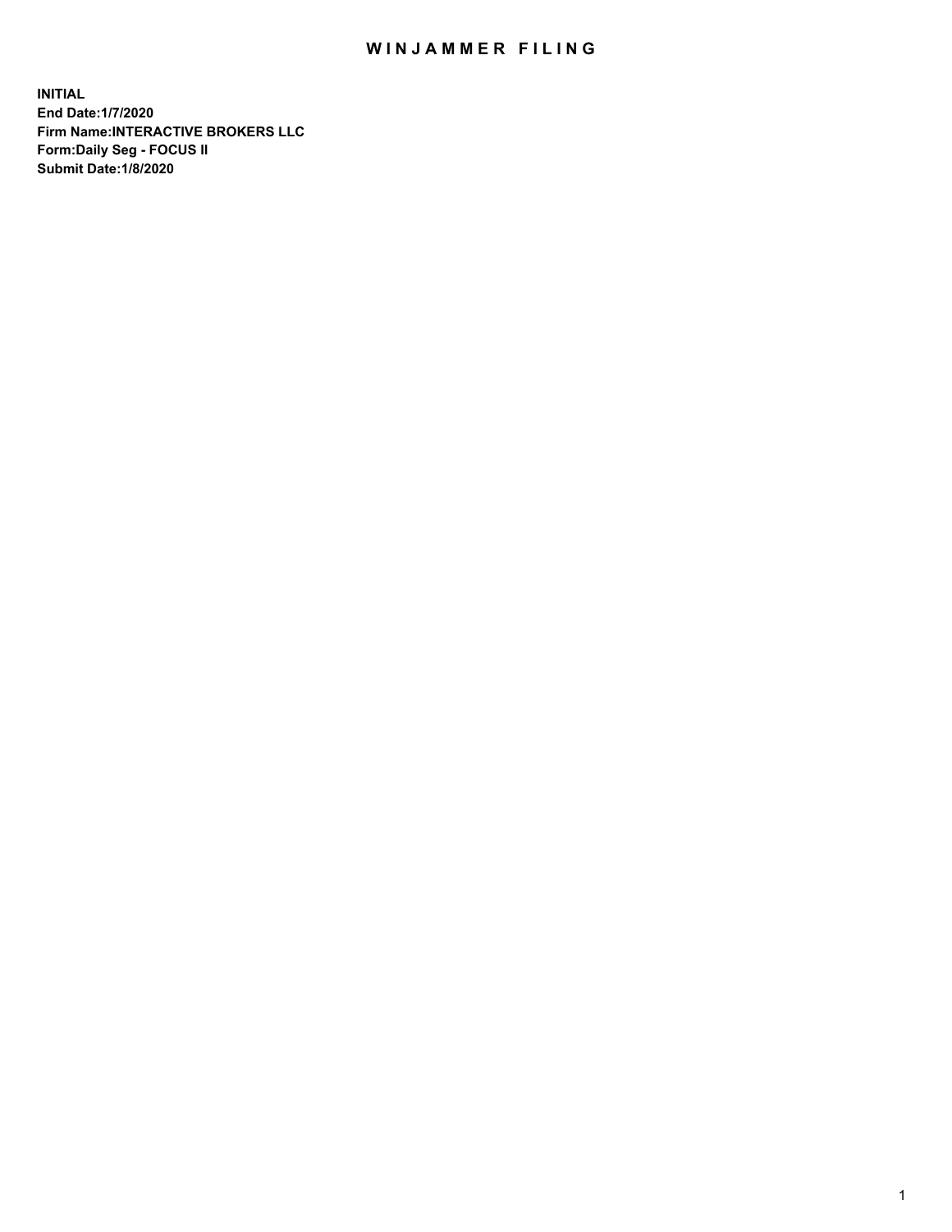# WINJAMMER FILING

**INITIAL**
**End Date:1/7/2020**
**Firm Name:INTERACTIVE BROKERS LLC**
**Form:Daily Seg - FOCUS II**
**Submit Date:1/8/2020**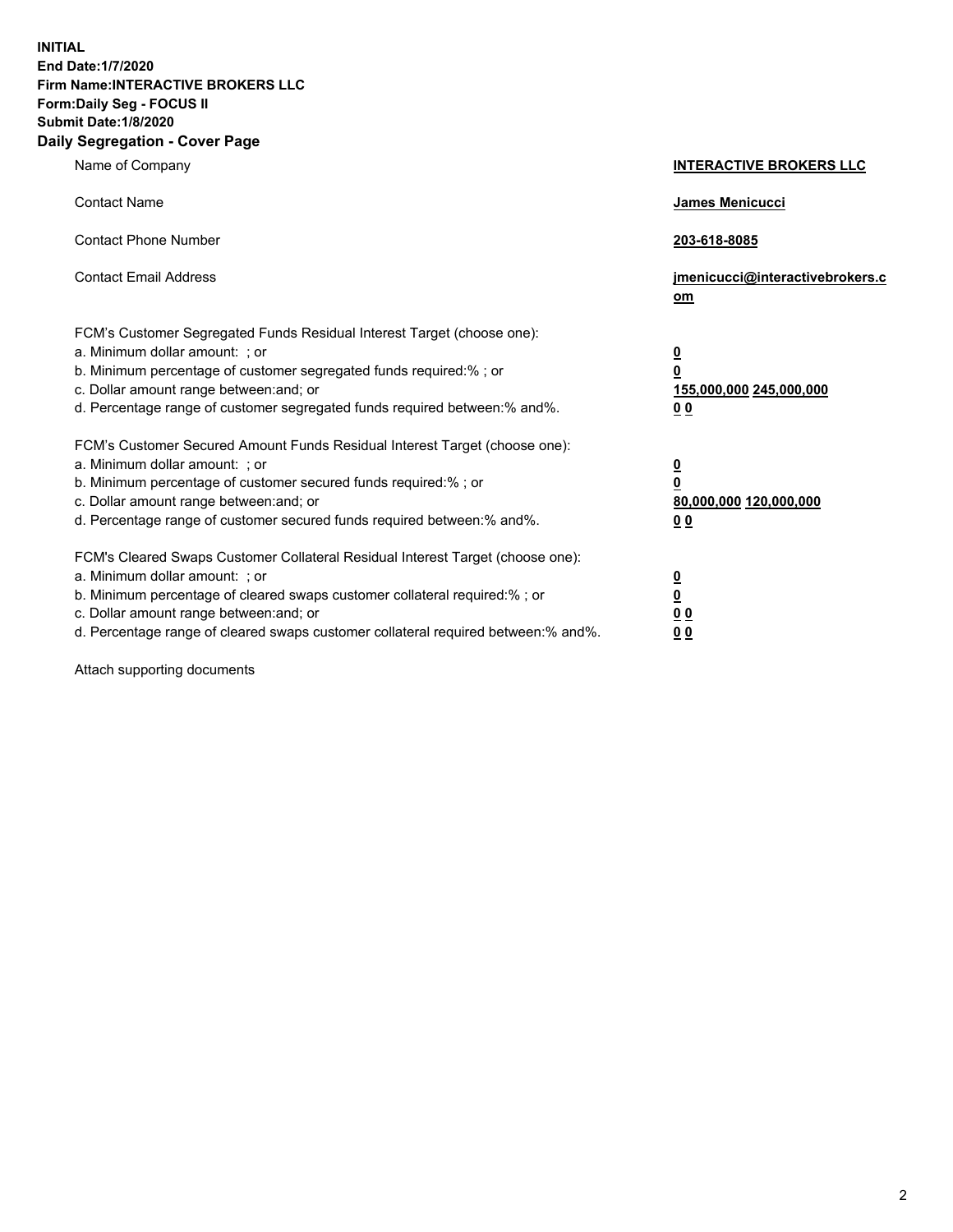**INITIAL**
**End Date:1/7/2020**
**Firm Name:INTERACTIVE BROKERS LLC**
**Form:Daily Seg - FOCUS II**
**Submit Date:1/8/2020**
**Daily Segregation - Cover Page**

| | |
|---|---|
| Name of Company | **INTERACTIVE BROKERS LLC** |
| Contact Name | **James Menicucci** |
| Contact Phone Number | **203-618-8085** |
| Contact Email Address | **jmenicucci@interactivebrokers.com** |
| FCM's Customer Segregated Funds Residual Interest Target (choose one): | |
| a. Minimum dollar amount: ; or | **0** |
| b. Minimum percentage of customer segregated funds required:% ; or | **0** |
| c. Dollar amount range between:and; or | **155,000,000 245,000,000** |
| d. Percentage range of customer segregated funds required between:% and%. | **0 0** |
| FCM's Customer Secured Amount Funds Residual Interest Target (choose one): | |
| a. Minimum dollar amount: ; or | **0** |
| b. Minimum percentage of customer secured funds required:% ; or | **0** |
| c. Dollar amount range between:and; or | **80,000,000 120,000,000** |
| d. Percentage range of customer secured funds required between:% and%. | **0 0** |
| FCM's Cleared Swaps Customer Collateral Residual Interest Target (choose one): | |
| a. Minimum dollar amount: ; or | **0** |
| b. Minimum percentage of cleared swaps customer collateral required:% ; or | **0** |
| c. Dollar amount range between:and; or | **0 0** |
| d. Percentage range of cleared swaps customer collateral required between:% and%. | **0 0** |

Attach supporting documents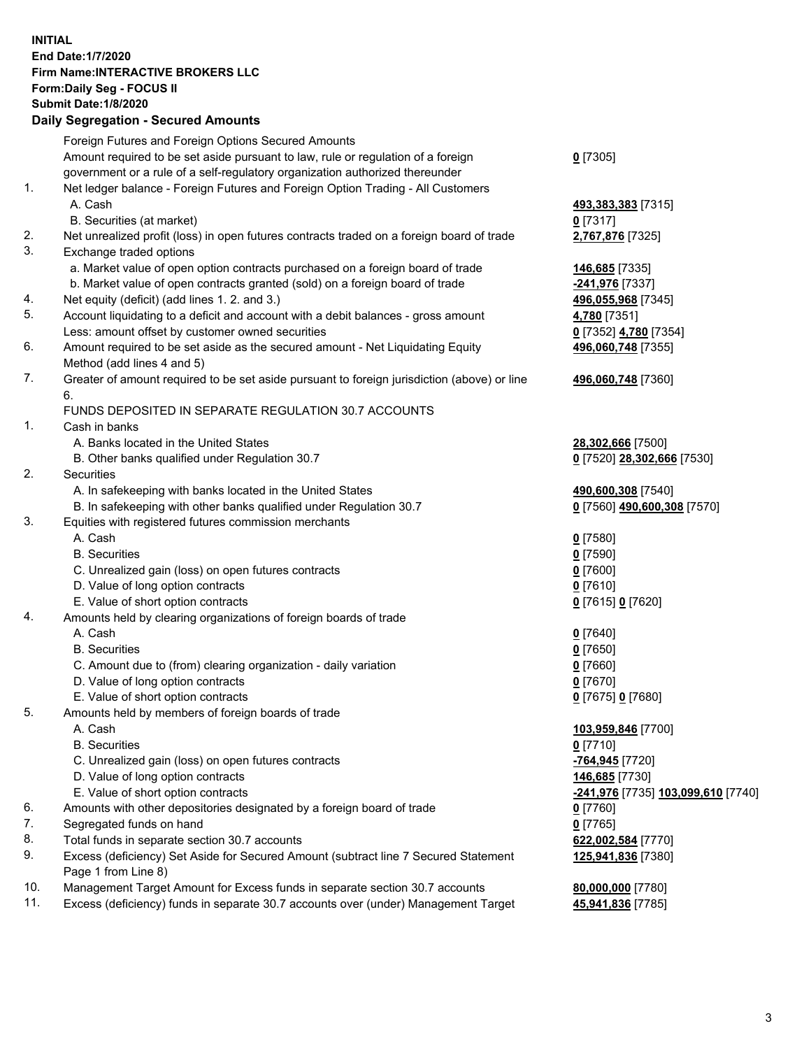**INITIAL**
**End Date:1/7/2020**
**Firm Name:INTERACTIVE BROKERS LLC**
**Form:Daily Seg - FOCUS II**
**Submit Date:1/8/2020**

## Daily Segregation - Secured Amounts

| | | |
|---|---|---|
| | Foreign Futures and Foreign Options Secured Amounts | |
| | Amount required to be set aside pursuant to law, rule or regulation of a foreign government or a rule of a self-regulatory organization authorized thereunder | **0** [7305] |
| 1. | Net ledger balance - Foreign Futures and Foreign Option Trading - All Customers | |
| | A. Cash | **493,383,383** [7315] |
| | B. Securities (at market) | **0** [7317] |
| 2. | Net unrealized profit (loss) in open futures contracts traded on a foreign board of trade | **2,767,876** [7325] |
| 3. | Exchange traded options | |
| | a. Market value of open option contracts purchased on a foreign board of trade | **146,685** [7335] |
| | b. Market value of open contracts granted (sold) on a foreign board of trade | **-241,976** [7337] |
| 4. | Net equity (deficit) (add lines 1. 2. and 3.) | **496,055,968** [7345] |
| 5. | Account liquidating to a deficit and account with a debit balances - gross amount | **4,780** [7351] |
| | Less: amount offset by customer owned securities | **0** [7352] **4,780** [7354] |
| 6. | Amount required to be set aside as the secured amount - Net Liquidating Equity Method (add lines 4 and 5) | **496,060,748** [7355] |
| 7. | Greater of amount required to be set aside pursuant to foreign jurisdiction (above) or line 6. | **496,060,748** [7360] |
| | FUNDS DEPOSITED IN SEPARATE REGULATION 30.7 ACCOUNTS | |
| 1. | Cash in banks | |
| | A. Banks located in the United States | **28,302,666** [7500] |
| | B. Other banks qualified under Regulation 30.7 | **0** [7520] **28,302,666** [7530] |
| 2. | Securities | |
| | A. In safekeeping with banks located in the United States | **490,600,308** [7540] |
| | B. In safekeeping with other banks qualified under Regulation 30.7 | **0** [7560] **490,600,308** [7570] |
| 3. | Equities with registered futures commission merchants | |
| | A. Cash | **0** [7580] |
| | B. Securities | **0** [7590] |
| | C. Unrealized gain (loss) on open futures contracts | **0** [7600] |
| | D. Value of long option contracts | **0** [7610] |
| | E. Value of short option contracts | **0** [7615] **0** [7620] |
| 4. | Amounts held by clearing organizations of foreign boards of trade | |
| | A. Cash | **0** [7640] |
| | B. Securities | **0** [7650] |
| | C. Amount due to (from) clearing organization - daily variation | **0** [7660] |
| | D. Value of long option contracts | **0** [7670] |
| | E. Value of short option contracts | **0** [7675] **0** [7680] |
| 5. | Amounts held by members of foreign boards of trade | |
| | A. Cash | **103,959,846** [7700] |
| | B. Securities | **0** [7710] |
| | C. Unrealized gain (loss) on open futures contracts | **-764,945** [7720] |
| | D. Value of long option contracts | **146,685** [7730] |
| | E. Value of short option contracts | **-241,976** [7735] **103,099,610** [7740] |
| 6. | Amounts with other depositories designated by a foreign board of trade | **0** [7760] |
| 7. | Segregated funds on hand | **0** [7765] |
| 8. | Total funds in separate section 30.7 accounts | **622,002,584** [7770] |
| 9. | Excess (deficiency) Set Aside for Secured Amount (subtract line 7 Secured Statement Page 1 from Line 8) | **125,941,836** [7380] |
| 10. | Management Target Amount for Excess funds in separate section 30.7 accounts | **80,000,000** [7780] |
| 11. | Excess (deficiency) funds in separate 30.7 accounts over (under) Management Target | **45,941,836** [7785] |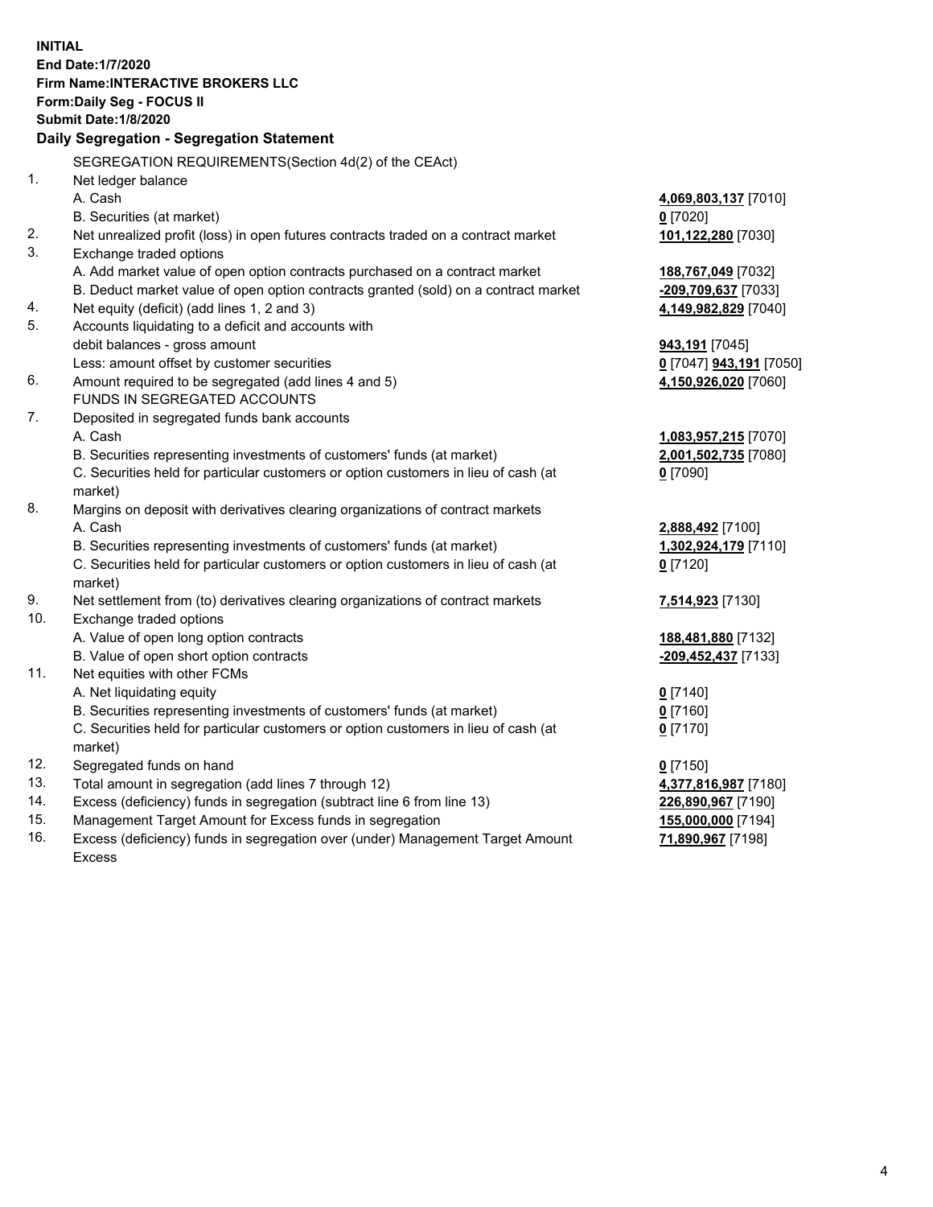**INITIAL**
**End Date:1/7/2020**
**Firm Name:INTERACTIVE BROKERS LLC**
**Form:Daily Seg - FOCUS II**
**Submit Date:1/8/2020**
**Daily Segregation - Segregation Statement**

SEGREGATION REQUIREMENTS(Section 4d(2) of the CEAct)

| | | |
|---|---|---|
| 1. | Net ledger balance | |
| | A. Cash | **4,069,803,137** [7010] |
| | B. Securities (at market) | **0** [7020] |
| 2. | Net unrealized profit (loss) in open futures contracts traded on a contract market | **101,122,280** [7030] |
| 3. | Exchange traded options | |
| | A. Add market value of open option contracts purchased on a contract market | **188,767,049** [7032] |
| | B. Deduct market value of open option contracts granted (sold) on a contract market | **-209,709,637** [7033] |
| 4. | Net equity (deficit) (add lines 1, 2 and 3) | **4,149,982,829** [7040] |
| 5. | Accounts liquidating to a deficit and accounts with | |
| | debit balances - gross amount | **943,191** [7045] |
| | Less: amount offset by customer securities | **0** [7047] **943,191** [7050] |
| 6. | Amount required to be segregated (add lines 4 and 5) | **4,150,926,020** [7060] |
| | FUNDS IN SEGREGATED ACCOUNTS | |
| 7. | Deposited in segregated funds bank accounts | |
| | A. Cash | **1,083,957,215** [7070] |
| | B. Securities representing investments of customers' funds (at market) | **2,001,502,735** [7080] |
| | C. Securities held for particular customers or option customers in lieu of cash (at market) | **0** [7090] |
| 8. | Margins on deposit with derivatives clearing organizations of contract markets | |
| | A. Cash | **2,888,492** [7100] |
| | B. Securities representing investments of customers' funds (at market) | **1,302,924,179** [7110] |
| | C. Securities held for particular customers or option customers in lieu of cash (at market) | **0** [7120] |
| 9. | Net settlement from (to) derivatives clearing organizations of contract markets | **7,514,923** [7130] |
| 10. | Exchange traded options | |
| | A. Value of open long option contracts | **188,481,880** [7132] |
| | B. Value of open short option contracts | **-209,452,437** [7133] |
| 11. | Net equities with other FCMs | |
| | A. Net liquidating equity | **0** [7140] |
| | B. Securities representing investments of customers' funds (at market) | **0** [7160] |
| | C. Securities held for particular customers or option customers in lieu of cash (at market) | **0** [7170] |
| 12. | Segregated funds on hand | **0** [7150] |
| 13. | Total amount in segregation (add lines 7 through 12) | **4,377,816,987** [7180] |
| 14. | Excess (deficiency) funds in segregation (subtract line 6 from line 13) | **226,890,967** [7190] |
| 15. | Management Target Amount for Excess funds in segregation | **155,000,000** [7194] |
| 16. | Excess (deficiency) funds in segregation over (under) Management Target Amount Excess | **71,890,967** [7198] |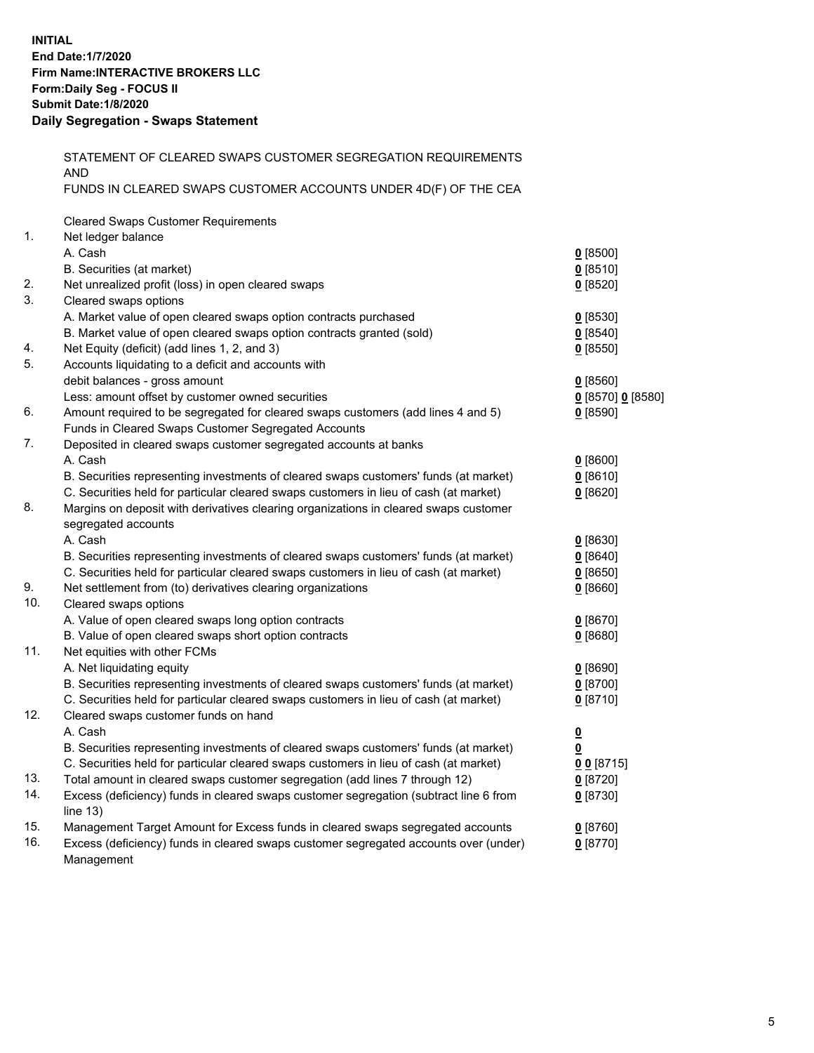**INITIAL**
**End Date:1/7/2020**
**Firm Name:INTERACTIVE BROKERS LLC**
**Form:Daily Seg - FOCUS II**
**Submit Date:1/8/2020**
**Daily Segregation - Swaps Statement**

STATEMENT OF CLEARED SWAPS CUSTOMER SEGREGATION REQUIREMENTS AND FUNDS IN CLEARED SWAPS CUSTOMER ACCOUNTS UNDER 4D(F) OF THE CEA

| | | |
|---|---|---|
| | Cleared Swaps Customer Requirements | |
| 1. | Net ledger balance | |
| | A. Cash | 0 [8500] |
| | B. Securities (at market) | 0 [8510] |
| 2. | Net unrealized profit (loss) in open cleared swaps | 0 [8520] |
| 3. | Cleared swaps options | |
| | A. Market value of open cleared swaps option contracts purchased | 0 [8530] |
| | B. Market value of open cleared swaps option contracts granted (sold) | 0 [8540] |
| 4. | Net Equity (deficit) (add lines 1, 2, and 3) | 0 [8550] |
| 5. | Accounts liquidating to a deficit and accounts with | |
| | debit balances - gross amount | 0 [8560] |
| | Less: amount offset by customer owned securities | 0 [8570] 0 [8580] |
| 6. | Amount required to be segregated for cleared swaps customers (add lines 4 and 5) | 0 [8590] |
| | Funds in Cleared Swaps Customer Segregated Accounts | |
| 7. | Deposited in cleared swaps customer segregated accounts at banks | |
| | A. Cash | 0 [8600] |
| | B. Securities representing investments of cleared swaps customers' funds (at market) | 0 [8610] |
| | C. Securities held for particular cleared swaps customers in lieu of cash (at market) | 0 [8620] |
| 8. | Margins on deposit with derivatives clearing organizations in cleared swaps customer segregated accounts | |
| | A. Cash | 0 [8630] |
| | B. Securities representing investments of cleared swaps customers' funds (at market) | 0 [8640] |
| | C. Securities held for particular cleared swaps customers in lieu of cash (at market) | 0 [8650] |
| 9. | Net settlement from (to) derivatives clearing organizations | 0 [8660] |
| 10. | Cleared swaps options | |
| | A. Value of open cleared swaps long option contracts | 0 [8670] |
| | B. Value of open cleared swaps short option contracts | 0 [8680] |
| 11. | Net equities with other FCMs | |
| | A. Net liquidating equity | 0 [8690] |
| | B. Securities representing investments of cleared swaps customers' funds (at market) | 0 [8700] |
| | C. Securities held for particular cleared swaps customers in lieu of cash (at market) | 0 [8710] |
| 12. | Cleared swaps customer funds on hand | |
| | A. Cash | 0 |
| | B. Securities representing investments of cleared swaps customers' funds (at market) | 0 |
| | C. Securities held for particular cleared swaps customers in lieu of cash (at market) | 0 0 [8715] |
| 13. | Total amount in cleared swaps customer segregation (add lines 7 through 12) | 0 [8720] |
| 14. | Excess (deficiency) funds in cleared swaps customer segregation (subtract line 6 from line 13) | 0 [8730] |
| 15. | Management Target Amount for Excess funds in cleared swaps segregated accounts | 0 [8760] |
| 16. | Excess (deficiency) funds in cleared swaps customer segregated accounts over (under) Management | 0 [8770] |